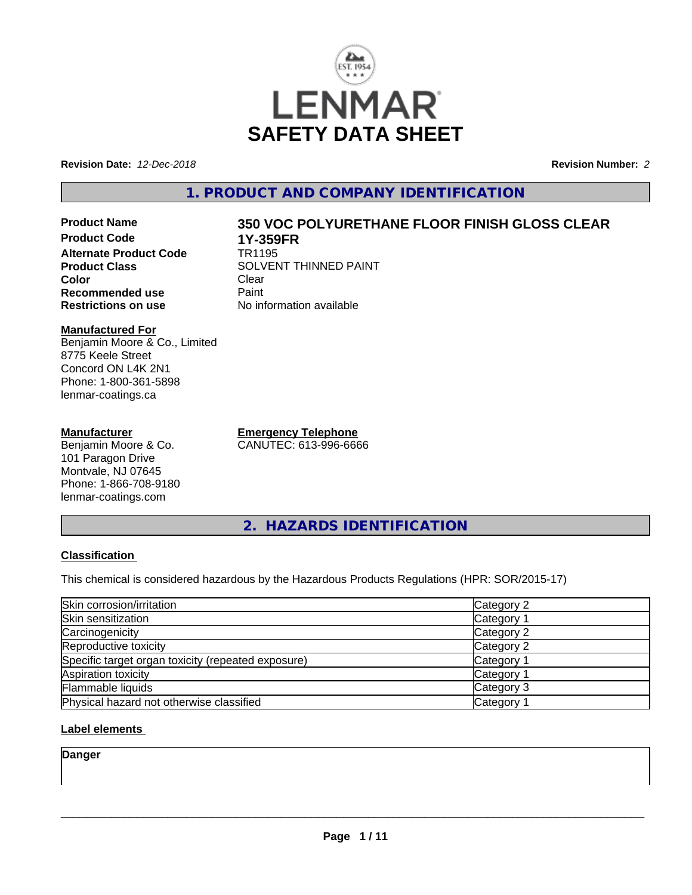# LENMAR

# SAFETY DATA SHEET

**Revision Date:** *12-Dec-2018* **Revision Number:** *2*

## 1. PRODUCT AND COMPANY IDENTIFICATION

| | |
|---|---|
| **Product Name** | **350 VOC POLYURETHANE FLOOR FINISH GLOSS CLEAR** |
| **Product Code** | **1Y-359FR** |
| **Alternate Product Code** | TR1195 |
| **Product Class** | SOLVENT THINNED PAINT |
| **Color** | Clear |
| **Recommended use** | Paint |
| **Restrictions on use** | No information available |

**Manufactured For**
Benjamin Moore & Co., Limited
8775 Keele Street
Concord ON L4K 2N1
Phone: 1-800-361-5898
lenmar-coatings.ca

**Manufacturer**
Benjamin Moore & Co.
101 Paragon Drive
Montvale, NJ 07645
Phone: 1-866-708-9180
lenmar-coatings.com

**Emergency Telephone**
CANUTEC: 613-996-6666

## 2. HAZARDS IDENTIFICATION

**Classification**

This chemical is considered hazardous by the Hazardous Products Regulations (HPR: SOR/2015-17)

| | |
|---|---|
| Skin corrosion/irritation | Category 2 |
| Skin sensitization | Category 1 |
| Carcinogenicity | Category 2 |
| Reproductive toxicity | Category 2 |
| Specific target organ toxicity (repeated exposure) | Category 1 |
| Aspiration toxicity | Category 1 |
| Flammable liquids | Category 3 |
| Physical hazard not otherwise classified | Category 1 |

**Label elements**

**Danger**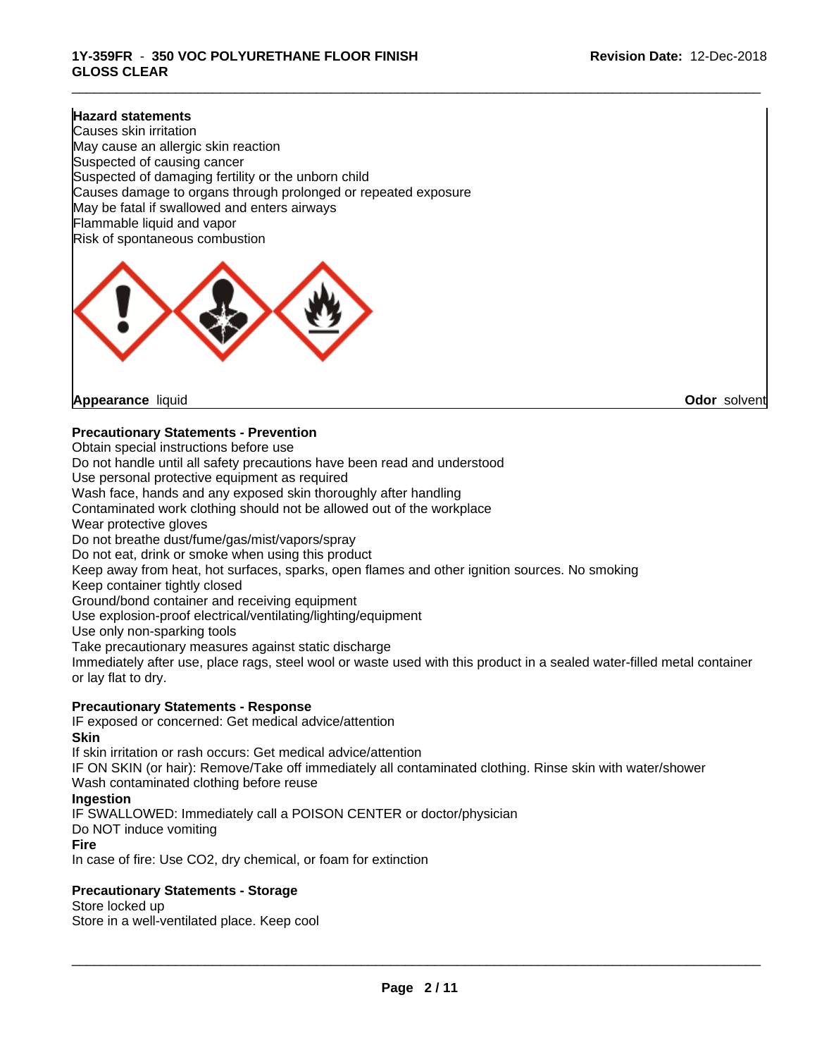**Hazard statements**

Causes skin irritation
May cause an allergic skin reaction
Suspected of causing cancer
Suspected of damaging fertility or the unborn child
Causes damage to organs through prolonged or repeated exposure
May be fatal if swallowed and enters airways
Flammable liquid and vapor
Risk of spontaneous combustion

**Appearance** liquid **Odor** solvent

**Precautionary Statements - Prevention**

Obtain special instructions before use
Do not handle until all safety precautions have been read and understood
Use personal protective equipment as required
Wash face, hands and any exposed skin thoroughly after handling
Contaminated work clothing should not be allowed out of the workplace
Wear protective gloves
Do not breathe dust/fume/gas/mist/vapors/spray
Do not eat, drink or smoke when using this product
Keep away from heat, hot surfaces, sparks, open flames and other ignition sources. No smoking
Keep container tightly closed
Ground/bond container and receiving equipment
Use explosion-proof electrical/ventilating/lighting/equipment
Use only non-sparking tools
Take precautionary measures against static discharge
Immediately after use, place rags, steel wool or waste used with this product in a sealed water-filled metal container or lay flat to dry.

**Precautionary Statements - Response**

IF exposed or concerned: Get medical advice/attention

**Skin**

If skin irritation or rash occurs: Get medical advice/attention
IF ON SKIN (or hair): Remove/Take off immediately all contaminated clothing. Rinse skin with water/shower
Wash contaminated clothing before reuse

**Ingestion**

IF SWALLOWED: Immediately call a POISON CENTER or doctor/physician
Do NOT induce vomiting

**Fire**

In case of fire: Use CO2, dry chemical, or foam for extinction

**Precautionary Statements - Storage**

Store locked up
Store in a well-ventilated place. Keep cool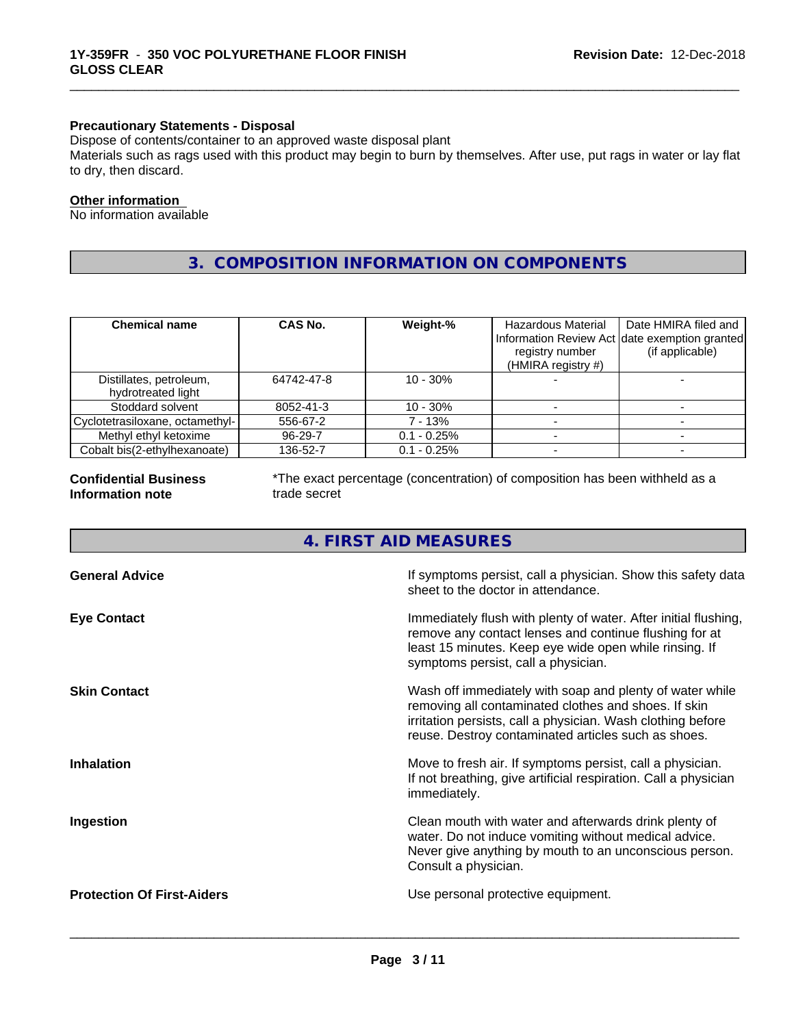**Precautionary Statements - Disposal**

Dispose of contents/container to an approved waste disposal plant

Materials such as rags used with this product may begin to burn by themselves. After use, put rags in water or lay flat to dry, then discard.

**Other information**

No information available

## 3. COMPOSITION INFORMATION ON COMPONENTS

| Chemical name | CAS No. | Weight-% | Hazardous Material Information Review Act registry number (HMIRA registry #) | Date HMIRA filed and date exemption granted (if applicable) |
|---|---|---|---|---|
| Distillates, petroleum, hydrotreated light | 64742-47-8 | 10 - 30% | - | - |
| Stoddard solvent | 8052-41-3 | 10 - 30% | - | - |
| Cyclotetrasiloxane, octamethyl- | 556-67-2 | 7 - 13% | - | - |
| Methyl ethyl ketoxime | 96-29-7 | 0.1 - 0.25% | - | - |
| Cobalt bis(2-ethylhexanoate) | 136-52-7 | 0.1 - 0.25% | - | - |

**Confidential Business Information note**

*The exact percentage (concentration) of composition has been withheld as a trade secret

## 4. FIRST AID MEASURES

**General Advice**

If symptoms persist, call a physician. Show this safety data sheet to the doctor in attendance.

**Eye Contact**

Immediately flush with plenty of water. After initial flushing, remove any contact lenses and continue flushing for at least 15 minutes. Keep eye wide open while rinsing. If symptoms persist, call a physician.

**Skin Contact**

Wash off immediately with soap and plenty of water while removing all contaminated clothes and shoes. If skin irritation persists, call a physician. Wash clothing before reuse. Destroy contaminated articles such as shoes.

**Inhalation**

Move to fresh air. If symptoms persist, call a physician. If not breathing, give artificial respiration. Call a physician immediately.

**Ingestion**

Clean mouth with water and afterwards drink plenty of water. Do not induce vomiting without medical advice. Never give anything by mouth to an unconscious person. Consult a physician.

**Protection Of First-Aiders**

Use personal protective equipment.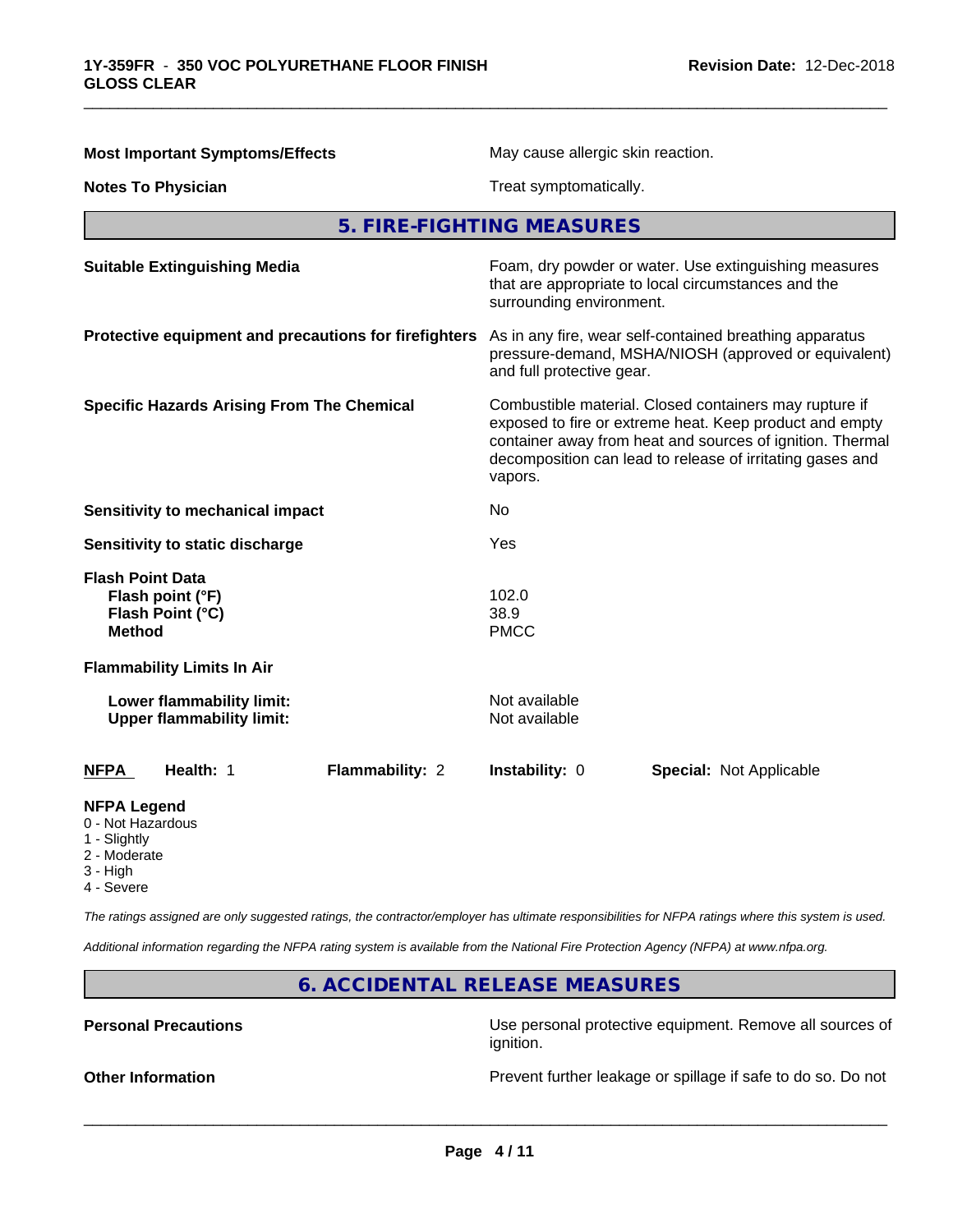| | |
|---|---|
| **Most Important Symptoms/Effects** | May cause allergic skin reaction. |
| **Notes To Physician** | Treat symptomatically. |

## 5. FIRE-FIGHTING MEASURES

| | |
|---|---|
| **Suitable Extinguishing Media** | Foam, dry powder or water. Use extinguishing measures that are appropriate to local circumstances and the surrounding environment. |
| **Protective equipment and precautions for firefighters** | As in any fire, wear self-contained breathing apparatus pressure-demand, MSHA/NIOSH (approved or equivalent) and full protective gear. |
| **Specific Hazards Arising From The Chemical** | Combustible material. Closed containers may rupture if exposed to fire or extreme heat. Keep product and empty container away from heat and sources of ignition. Thermal decomposition can lead to release of irritating gases and vapors. |
| **Sensitivity to mechanical impact** | No |
| **Sensitivity to static discharge** | Yes |

**Flash Point Data**

| | |
|---|---|
| **Flash point (°F)** | 102.0 |
| **Flash Point (°C)** | 38.9 |
| **Method** | PMCC |

**Flammability Limits In Air**

| | |
|---|---|
| **Lower flammability limit:** | Not available |
| **Upper flammability limit:** | Not available |

| **NFPA** | **Health:** 1 | **Flammability:** 2 | **Instability:** 0 | **Special:** Not Applicable |
|---|---|---|---|---|

**NFPA Legend**
- 0 - Not Hazardous
- 1 - Slightly
- 2 - Moderate
- 3 - High
- 4 - Severe

*The ratings assigned are only suggested ratings, the contractor/employer has ultimate responsibilities for NFPA ratings where this system is used.*

*Additional information regarding the NFPA rating system is available from the National Fire Protection Agency (NFPA) at www.nfpa.org.*

## 6. ACCIDENTAL RELEASE MEASURES

| | |
|---|---|
| **Personal Precautions** | Use personal protective equipment. Remove all sources of ignition. |
| **Other Information** | Prevent further leakage or spillage if safe to do so. Do not |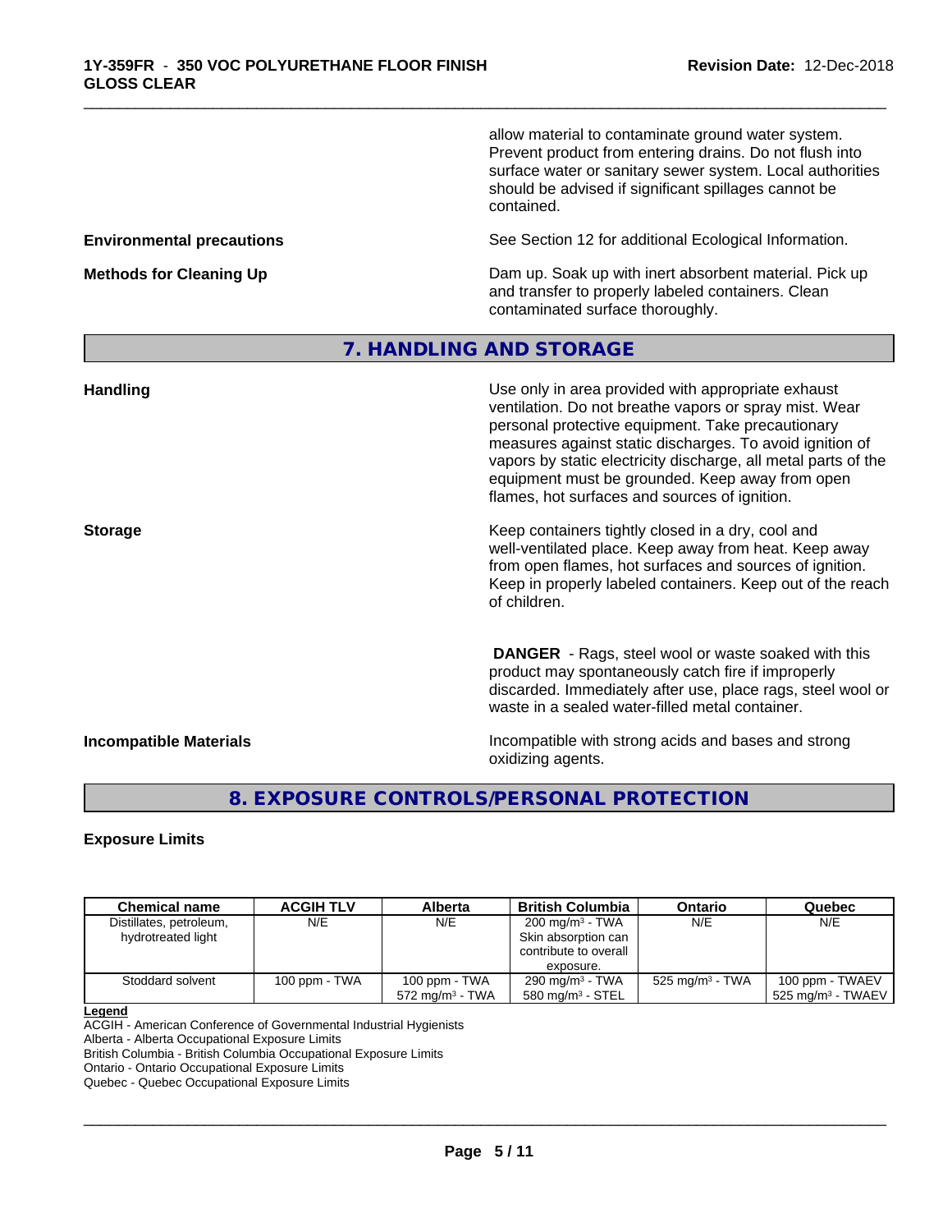allow material to contaminate ground water system. Prevent product from entering drains. Do not flush into surface water or sanitary sewer system. Local authorities should be advised if significant spillages cannot be contained.

**Environmental precautions** See Section 12 for additional Ecological Information.

**Methods for Cleaning Up** Dam up. Soak up with inert absorbent material. Pick up and transfer to properly labeled containers. Clean contaminated surface thoroughly.

## 7. HANDLING AND STORAGE

**Handling** Use only in area provided with appropriate exhaust ventilation. Do not breathe vapors or spray mist. Wear personal protective equipment. Take precautionary measures against static discharges. To avoid ignition of vapors by static electricity discharge, all metal parts of the equipment must be grounded. Keep away from open flames, hot surfaces and sources of ignition.

**Storage** Keep containers tightly closed in a dry, cool and well-ventilated place. Keep away from heat. Keep away from open flames, hot surfaces and sources of ignition. Keep in properly labeled containers. Keep out of the reach of children.

**DANGER** - Rags, steel wool or waste soaked with this product may spontaneously catch fire if improperly discarded. Immediately after use, place rags, steel wool or waste in a sealed water-filled metal container.

**Incompatible Materials** Incompatible with strong acids and bases and strong oxidizing agents.

## 8. EXPOSURE CONTROLS/PERSONAL PROTECTION

### Exposure Limits

| Chemical name | ACGIH TLV | Alberta | British Columbia | Ontario | Quebec |
|---|---|---|---|---|---|
| Distillates, petroleum, hydrotreated light | N/E | N/E | 200 mg/m³ - TWA Skin absorption can contribute to overall exposure. | N/E | N/E |
| Stoddard solvent | 100 ppm - TWA | 100 ppm - TWA 572 mg/m³ - TWA | 290 mg/m³ - TWA 580 mg/m³ - STEL | 525 mg/m³ - TWA | 100 ppm - TWAEV 525 mg/m³ - TWAEV |

**Legend**
ACGIH - American Conference of Governmental Industrial Hygienists
Alberta - Alberta Occupational Exposure Limits
British Columbia - British Columbia Occupational Exposure Limits
Ontario - Ontario Occupational Exposure Limits
Quebec - Quebec Occupational Exposure Limits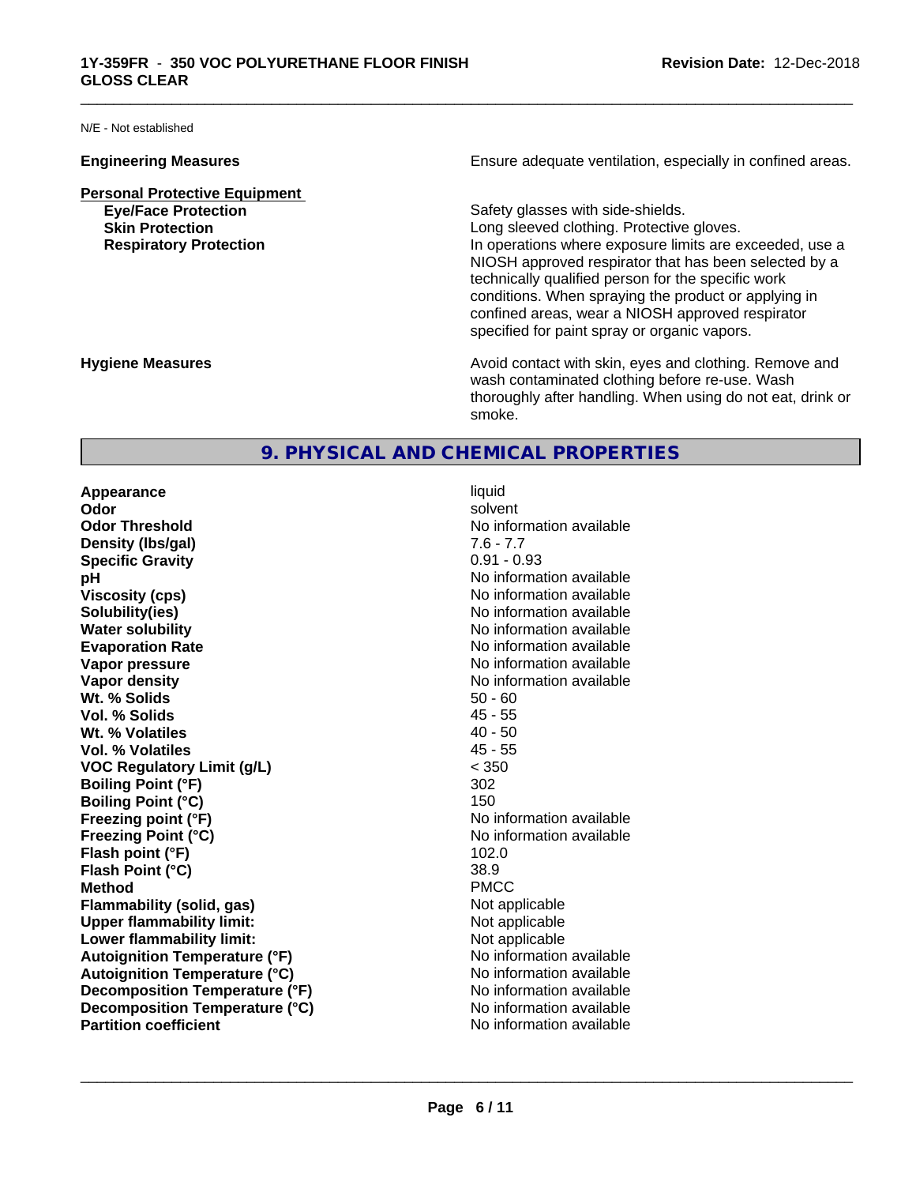N/E - Not established

| | |
|---|---|
| **Engineering Measures** | Ensure adequate ventilation, especially in confined areas. |

**Personal Protective Equipment**

| | |
|---|---|
| **Eye/Face Protection** | Safety glasses with side-shields. |
| **Skin Protection** | Long sleeved clothing. Protective gloves. |
| **Respiratory Protection** | In operations where exposure limits are exceeded, use a NIOSH approved respirator that has been selected by a technically qualified person for the specific work conditions. When spraying the product or applying in confined areas, wear a NIOSH approved respirator specified for paint spray or organic vapors. |
| **Hygiene Measures** | Avoid contact with skin, eyes and clothing. Remove and wash contaminated clothing before re-use. Wash thoroughly after handling. When using do not eat, drink or smoke. |

## 9. PHYSICAL AND CHEMICAL PROPERTIES

| | |
|---|---|
| **Appearance** | liquid |
| **Odor** | solvent |
| **Odor Threshold** | No information available |
| **Density (lbs/gal)** | 7.6 - 7.7 |
| **Specific Gravity** | 0.91 - 0.93 |
| **pH** | No information available |
| **Viscosity (cps)** | No information available |
| **Solubility(ies)** | No information available |
| **Water solubility** | No information available |
| **Evaporation Rate** | No information available |
| **Vapor pressure** | No information available |
| **Vapor density** | No information available |
| **Wt. % Solids** | 50 - 60 |
| **Vol. % Solids** | 45 - 55 |
| **Wt. % Volatiles** | 40 - 50 |
| **Vol. % Volatiles** | 45 - 55 |
| **VOC Regulatory Limit (g/L)** | < 350 |
| **Boiling Point (°F)** | 302 |
| **Boiling Point (°C)** | 150 |
| **Freezing point (°F)** | No information available |
| **Freezing Point (°C)** | No information available |
| **Flash point (°F)** | 102.0 |
| **Flash Point (°C)** | 38.9 |
| **Method** | PMCC |
| **Flammability (solid, gas)** | Not applicable |
| **Upper flammability limit:** | Not applicable |
| **Lower flammability limit:** | Not applicable |
| **Autoignition Temperature (°F)** | No information available |
| **Autoignition Temperature (°C)** | No information available |
| **Decomposition Temperature (°F)** | No information available |
| **Decomposition Temperature (°C)** | No information available |
| **Partition coefficient** | No information available |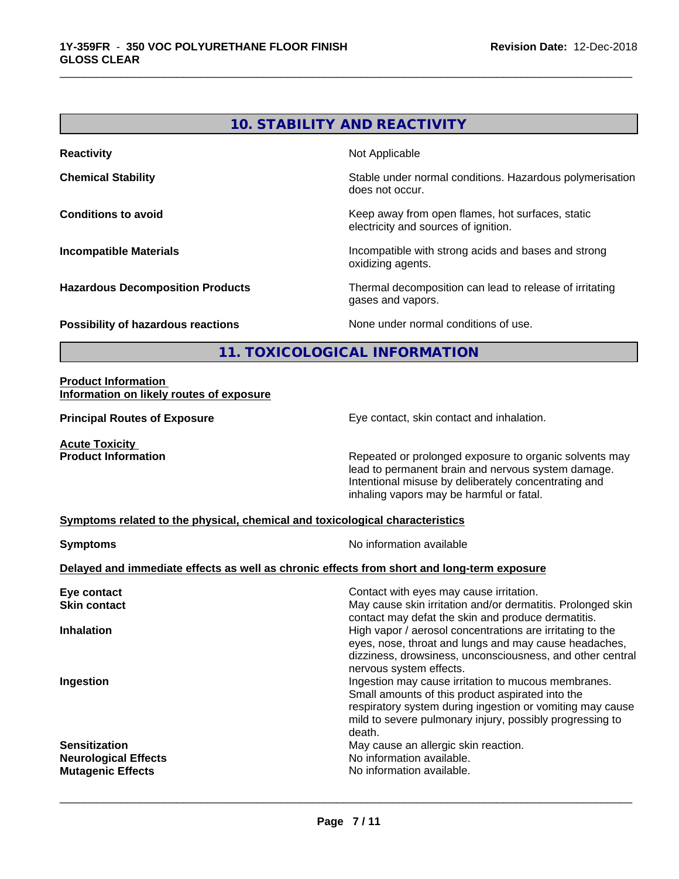## 10. STABILITY AND REACTIVITY

| | |
|---|---|
| **Reactivity** | Not Applicable |
| **Chemical Stability** | Stable under normal conditions. Hazardous polymerisation does not occur. |
| **Conditions to avoid** | Keep away from open flames, hot surfaces, static electricity and sources of ignition. |
| **Incompatible Materials** | Incompatible with strong acids and bases and strong oxidizing agents. |
| **Hazardous Decomposition Products** | Thermal decomposition can lead to release of irritating gases and vapors. |
| **Possibility of hazardous reactions** | None under normal conditions of use. |

## 11. TOXICOLOGICAL INFORMATION

**Product Information**
**Information on likely routes of exposure**

| | |
|---|---|
| **Principal Routes of Exposure** | Eye contact, skin contact and inhalation. |

**Acute Toxicity**

| | |
|---|---|
| **Product Information** | Repeated or prolonged exposure to organic solvents may lead to permanent brain and nervous system damage. Intentional misuse by deliberately concentrating and inhaling vapors may be harmful or fatal. |

**Symptoms related to the physical, chemical and toxicological characteristics**

| | |
|---|---|
| **Symptoms** | No information available |

**Delayed and immediate effects as well as chronic effects from short and long-term exposure**

| | |
|---|---|
| **Eye contact** | Contact with eyes may cause irritation. |
| **Skin contact** | May cause skin irritation and/or dermatitis. Prolonged skin contact may defat the skin and produce dermatitis. |
| **Inhalation** | High vapor / aerosol concentrations are irritating to the eyes, nose, throat and lungs and may cause headaches, dizziness, drowsiness, unconsciousness, and other central nervous system effects. |
| **Ingestion** | Ingestion may cause irritation to mucous membranes. Small amounts of this product aspirated into the respiratory system during ingestion or vomiting may cause mild to severe pulmonary injury, possibly progressing to death. |
| **Sensitization** | May cause an allergic skin reaction. |
| **Neurological Effects** | No information available. |
| **Mutagenic Effects** | No information available. |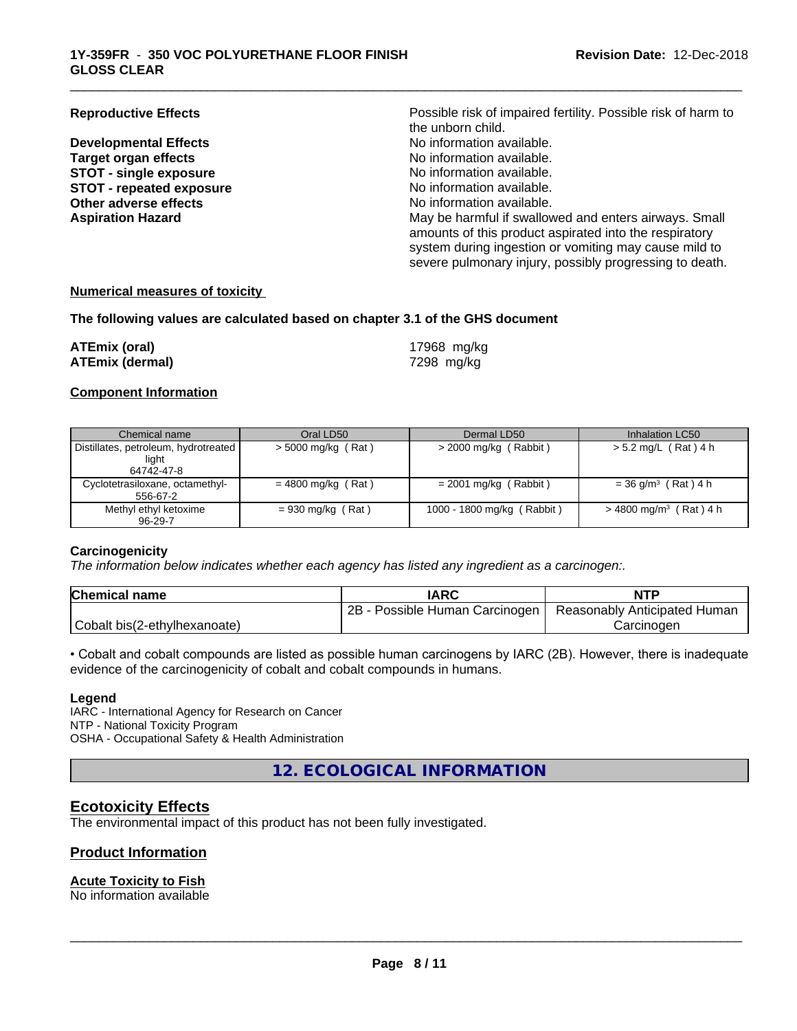| | |
|---|---|
| **Reproductive Effects** | Possible risk of impaired fertility. Possible risk of harm to the unborn child. |
| **Developmental Effects** | No information available. |
| **Target organ effects** | No information available. |
| **STOT - single exposure** | No information available. |
| **STOT - repeated exposure** | No information available. |
| **Other adverse effects** | No information available. |
| **Aspiration Hazard** | May be harmful if swallowed and enters airways. Small amounts of this product aspirated into the respiratory system during ingestion or vomiting may cause mild to severe pulmonary injury, possibly progressing to death. |

**Numerical measures of toxicity**

**The following values are calculated based on chapter 3.1 of the GHS document**

| | |
|---|---|
| **ATEmix (oral)** | 17968 mg/kg |
| **ATEmix (dermal)** | 7298 mg/kg |

**Component Information**

| Chemical name | Oral LD50 | Dermal LD50 | Inhalation LC50 |
|---|---|---|---|
| Distillates, petroleum, hydrotreated light 64742-47-8 | > 5000 mg/kg ( Rat ) | > 2000 mg/kg ( Rabbit ) | > 5.2 mg/L ( Rat ) 4 h |
| Cyclotetrasiloxane, octamethyl- 556-67-2 | = 4800 mg/kg ( Rat ) | = 2001 mg/kg ( Rabbit ) | = 36 g/m$^3$ ( Rat ) 4 h |
| Methyl ethyl ketoxime 96-29-7 | = 930 mg/kg ( Rat ) | 1000 - 1800 mg/kg ( Rabbit ) | > 4800 mg/m$^3$ ( Rat ) 4 h |

**Carcinogenicity**

*The information below indicates whether each agency has listed any ingredient as a carcinogen:.*

| Chemical name | IARC | NTP |
|---|---|---|
| Cobalt bis(2-ethylhexanoate) | 2B - Possible Human Carcinogen | Reasonably Anticipated Human Carcinogen |

• Cobalt and cobalt compounds are listed as possible human carcinogens by IARC (2B). However, there is inadequate evidence of the carcinogenicity of cobalt and cobalt compounds in humans.

**Legend**

IARC - International Agency for Research on Cancer
NTP - National Toxicity Program
OSHA - Occupational Safety & Health Administration

## 12. ECOLOGICAL INFORMATION

### Ecotoxicity Effects

The environmental impact of this product has not been fully investigated.

### Product Information

**Acute Toxicity to Fish**

No information available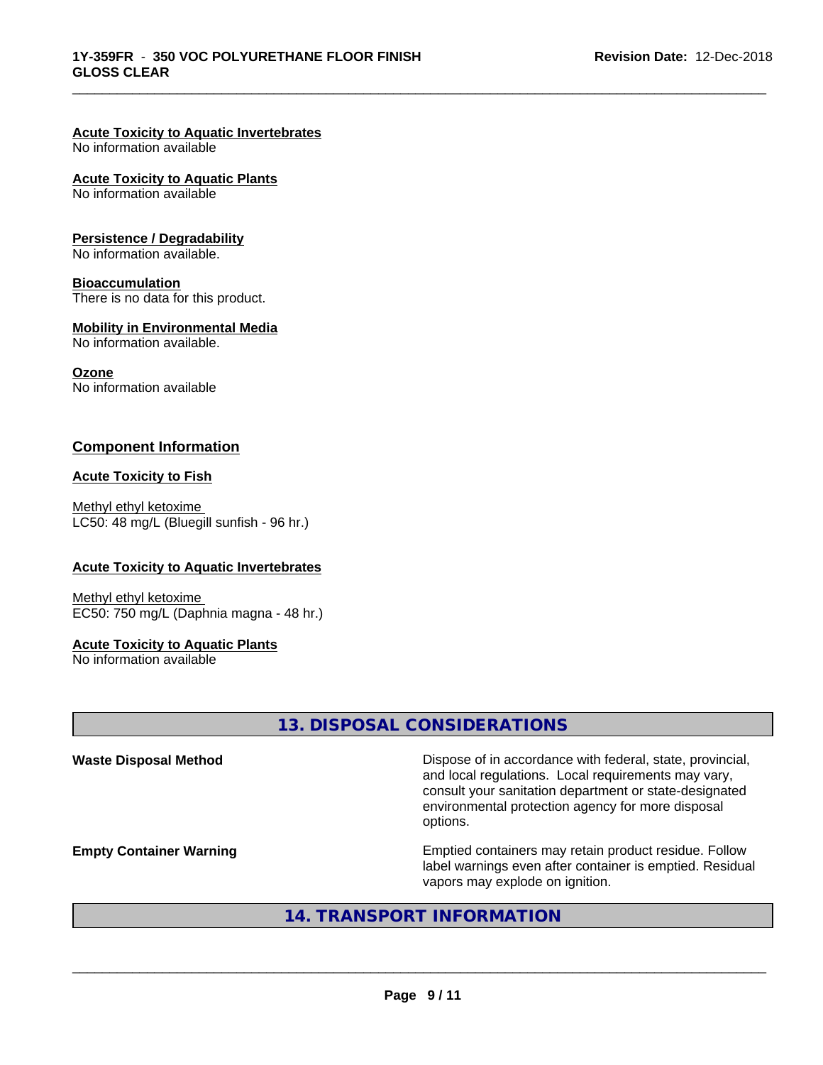**Acute Toxicity to Aquatic Invertebrates**
No information available

**Acute Toxicity to Aquatic Plants**
No information available

**Persistence / Degradability**
No information available.

**Bioaccumulation**
There is no data for this product.

**Mobility in Environmental Media**
No information available.

**Ozone**
No information available

## Component Information

**Acute Toxicity to Fish**

Methyl ethyl ketoxime
LC50: 48 mg/L (Bluegill sunfish - 96 hr.)

**Acute Toxicity to Aquatic Invertebrates**

Methyl ethyl ketoxime
EC50: 750 mg/L (Daphnia magna - 48 hr.)

**Acute Toxicity to Aquatic Plants**
No information available

## 13. DISPOSAL CONSIDERATIONS

| | |
|---|---|
| **Waste Disposal Method** | Dispose of in accordance with federal, state, provincial, and local regulations. Local requirements may vary, consult your sanitation department or state-designated environmental protection agency for more disposal options. |
| **Empty Container Warning** | Emptied containers may retain product residue. Follow label warnings even after container is emptied. Residual vapors may explode on ignition. |

## 14. TRANSPORT INFORMATION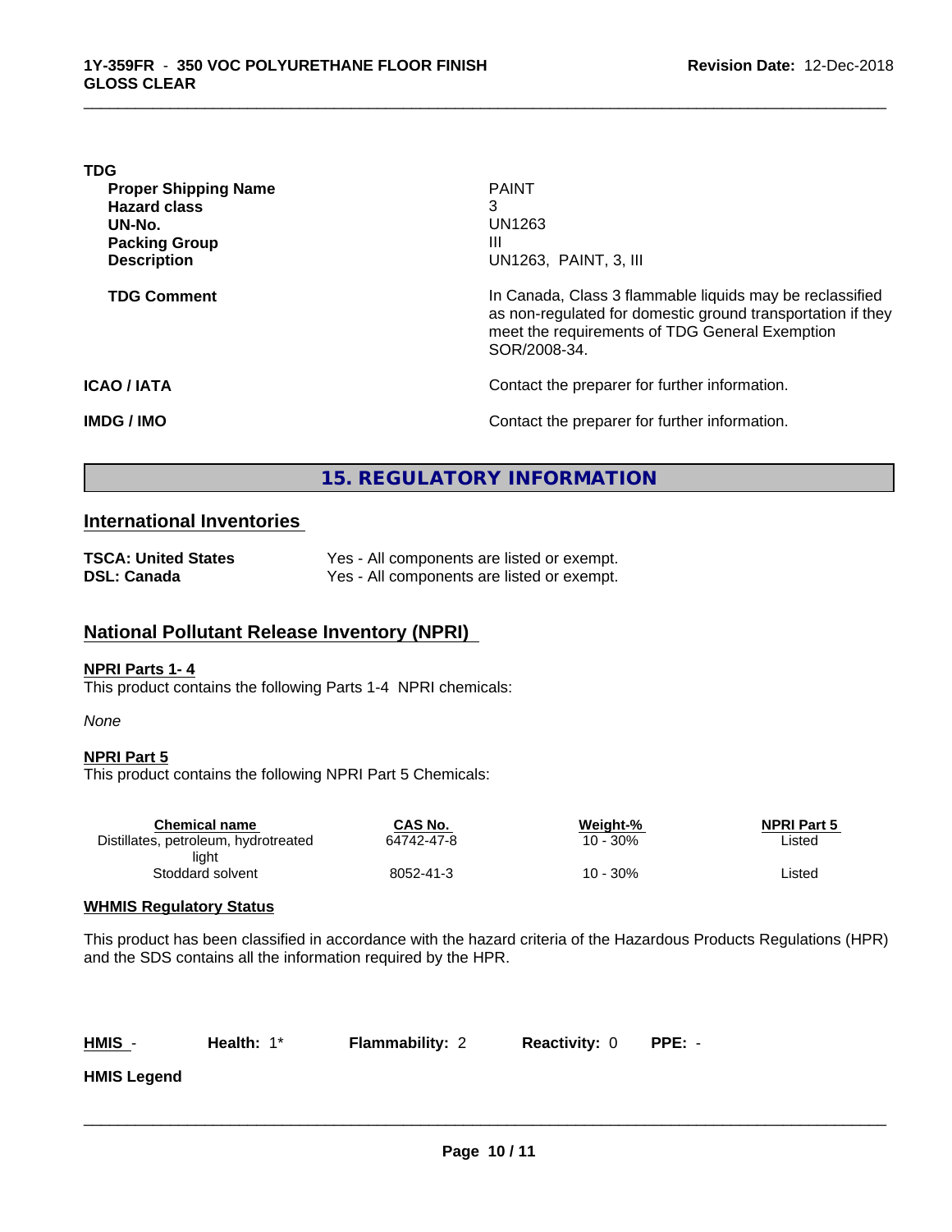**TDG**

| | |
|---|---|
| **Proper Shipping Name** | PAINT |
| **Hazard class** | 3 |
| **UN-No.** | UN1263 |
| **Packing Group** | III |
| **Description** | UN1263, PAINT, 3, III |
| **TDG Comment** | In Canada, Class 3 flammable liquids may be reclassified as non-regulated for domestic ground transportation if they meet the requirements of TDG General Exemption SOR/2008-34. |

**ICAO / IATA** Contact the preparer for further information.

**IMDG / IMO** Contact the preparer for further information.

# 15. REGULATORY INFORMATION

## International Inventories

| | |
|---|---|
| **TSCA: United States** | Yes - All components are listed or exempt. |
| **DSL: Canada** | Yes - All components are listed or exempt. |

## National Pollutant Release Inventory (NPRI)

**NPRI Parts 1- 4**

This product contains the following Parts 1-4 NPRI chemicals:

*None*

**NPRI Part 5**

This product contains the following NPRI Part 5 Chemicals:

| Chemical name | CAS No. | Weight-% | NPRI Part 5 |
|---|---|---|---|
| Distillates, petroleum, hydrotreated light | 64742-47-8 | 10 - 30% | Listed |
| Stoddard solvent | 8052-41-3 | 10 - 30% | Listed |

**WHMIS Regulatory Status**

This product has been classified in accordance with the hazard criteria of the Hazardous Products Regulations (HPR) and the SDS contains all the information required by the HPR.

**HMIS** - **Health:** 1* **Flammability:** 2 **Reactivity:** 0 **PPE:** -

**HMIS Legend**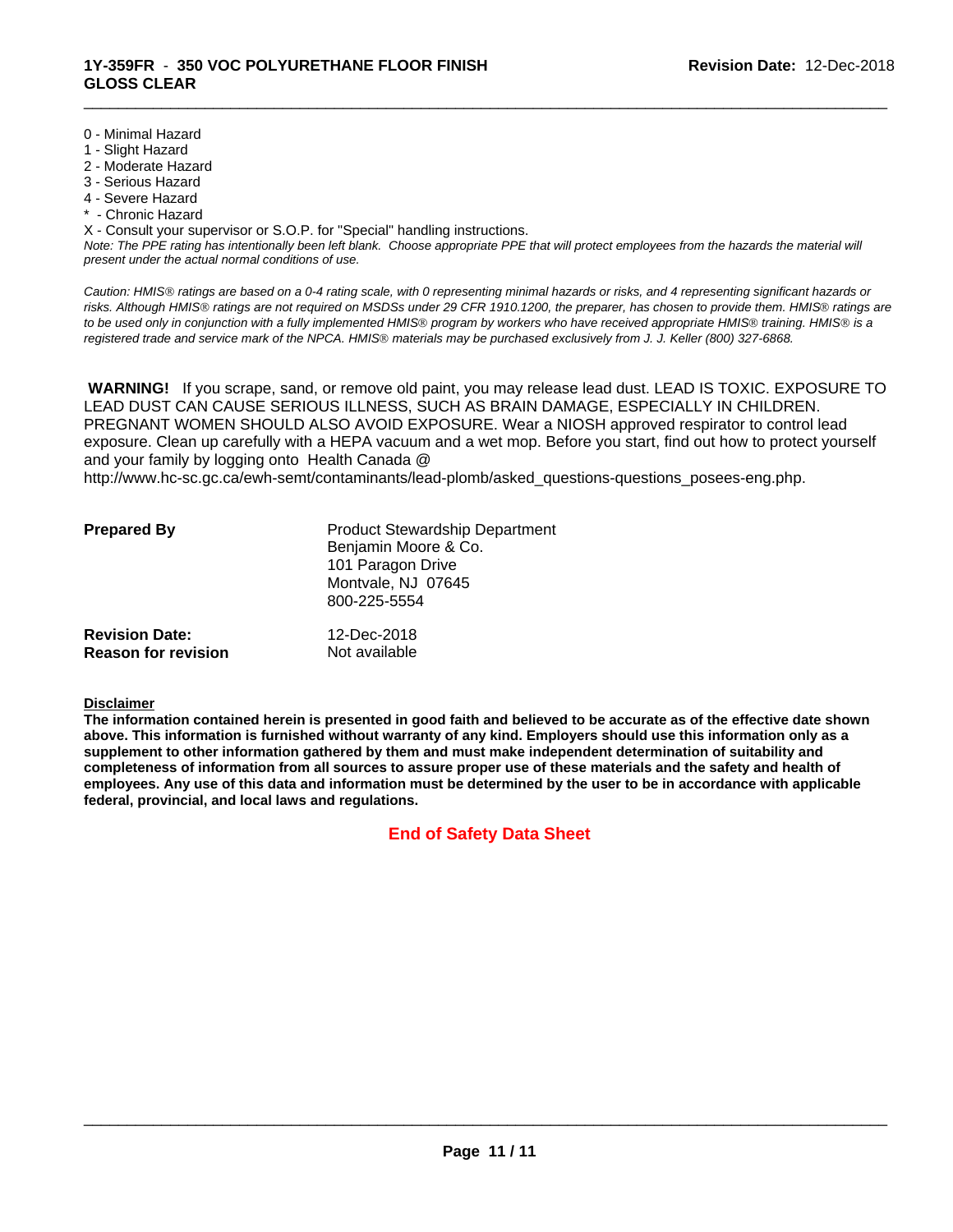0 - Minimal Hazard
1 - Slight Hazard
2 - Moderate Hazard
3 - Serious Hazard
4 - Severe Hazard
* - Chronic Hazard
X - Consult your supervisor or S.O.P. for "Special" handling instructions.

*Note: The PPE rating has intentionally been left blank. Choose appropriate PPE that will protect employees from the hazards the material will present under the actual normal conditions of use.*

*Caution: HMIS® ratings are based on a 0-4 rating scale, with 0 representing minimal hazards or risks, and 4 representing significant hazards or risks. Although HMIS® ratings are not required on MSDSs under 29 CFR 1910.1200, the preparer, has chosen to provide them. HMIS® ratings are to be used only in conjunction with a fully implemented HMIS® program by workers who have received appropriate HMIS® training. HMIS® is a registered trade and service mark of the NPCA. HMIS® materials may be purchased exclusively from J. J. Keller (800) 327-6868.*

**WARNING!** If you scrape, sand, or remove old paint, you may release lead dust. LEAD IS TOXIC. EXPOSURE TO LEAD DUST CAN CAUSE SERIOUS ILLNESS, SUCH AS BRAIN DAMAGE, ESPECIALLY IN CHILDREN. PREGNANT WOMEN SHOULD ALSO AVOID EXPOSURE. Wear a NIOSH approved respirator to control lead exposure. Clean up carefully with a HEPA vacuum and a wet mop. Before you start, find out how to protect yourself and your family by logging onto Health Canada @ http://www.hc-sc.gc.ca/ewh-semt/contaminants/lead-plomb/asked_questions-questions_posees-eng.php.

| | |
|---|---|
| **Prepared By** | Product Stewardship Department<br>Benjamin Moore & Co.<br>101 Paragon Drive<br>Montvale, NJ 07645<br>800-225-5554 |
| **Revision Date:** | 12-Dec-2018 |
| **Reason for revision** | Not available |

**Disclaimer**

**The information contained herein is presented in good faith and believed to be accurate as of the effective date shown above. This information is furnished without warranty of any kind. Employers should use this information only as a supplement to other information gathered by them and must make independent determination of suitability and completeness of information from all sources to assure proper use of these materials and the safety and health of employees. Any use of this data and information must be determined by the user to be in accordance with applicable federal, provincial, and local laws and regulations.**

**End of Safety Data Sheet**